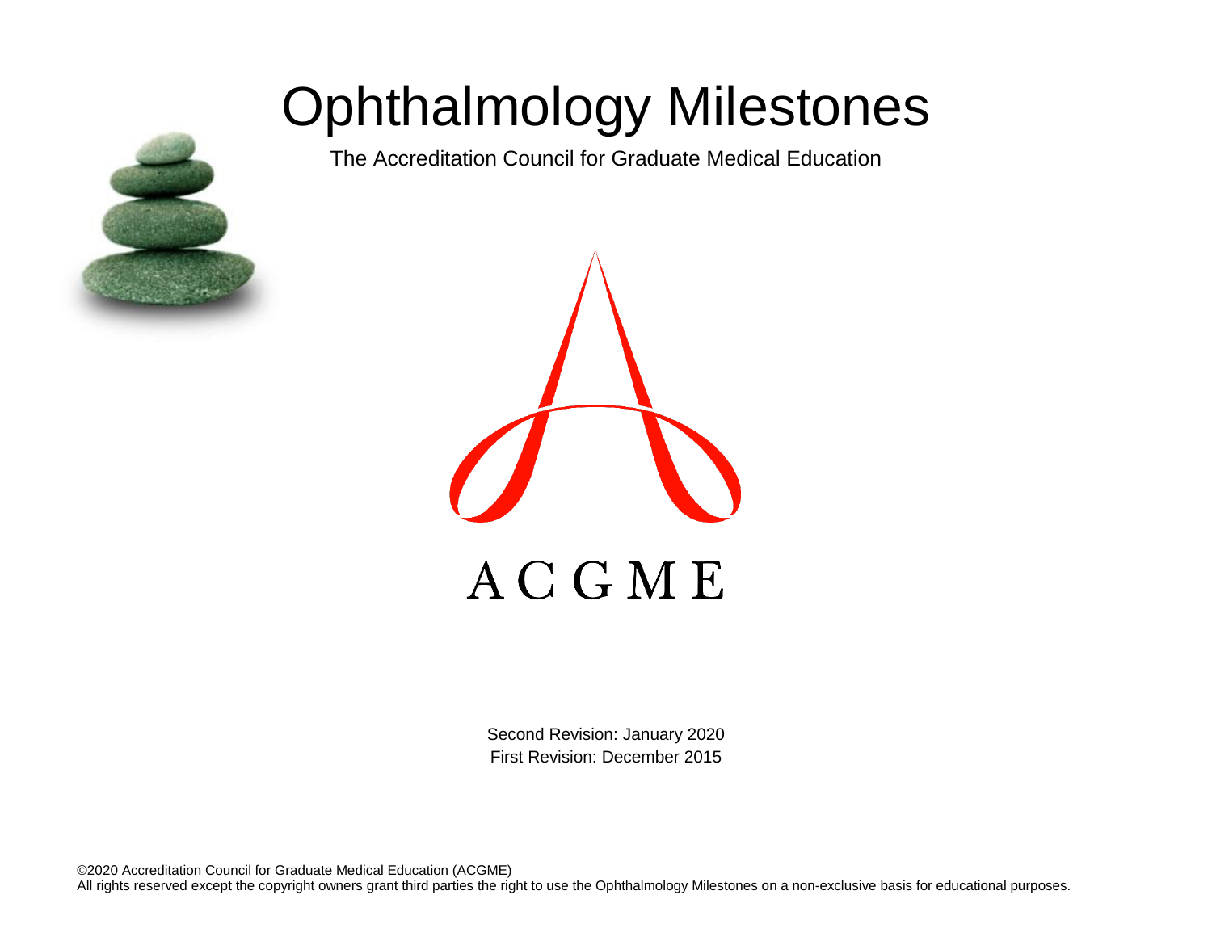# Ophthalmology Milestones

The Accreditation Council for Graduate Medical Education

ACGME

Second Revision: January 2020
First Revision: December 2015

©2020 Accreditation Council for Graduate Medical Education (ACGME)
All rights reserved except the copyright owners grant third parties the right to use the Ophthalmology Milestones on a non-exclusive basis for educational purposes.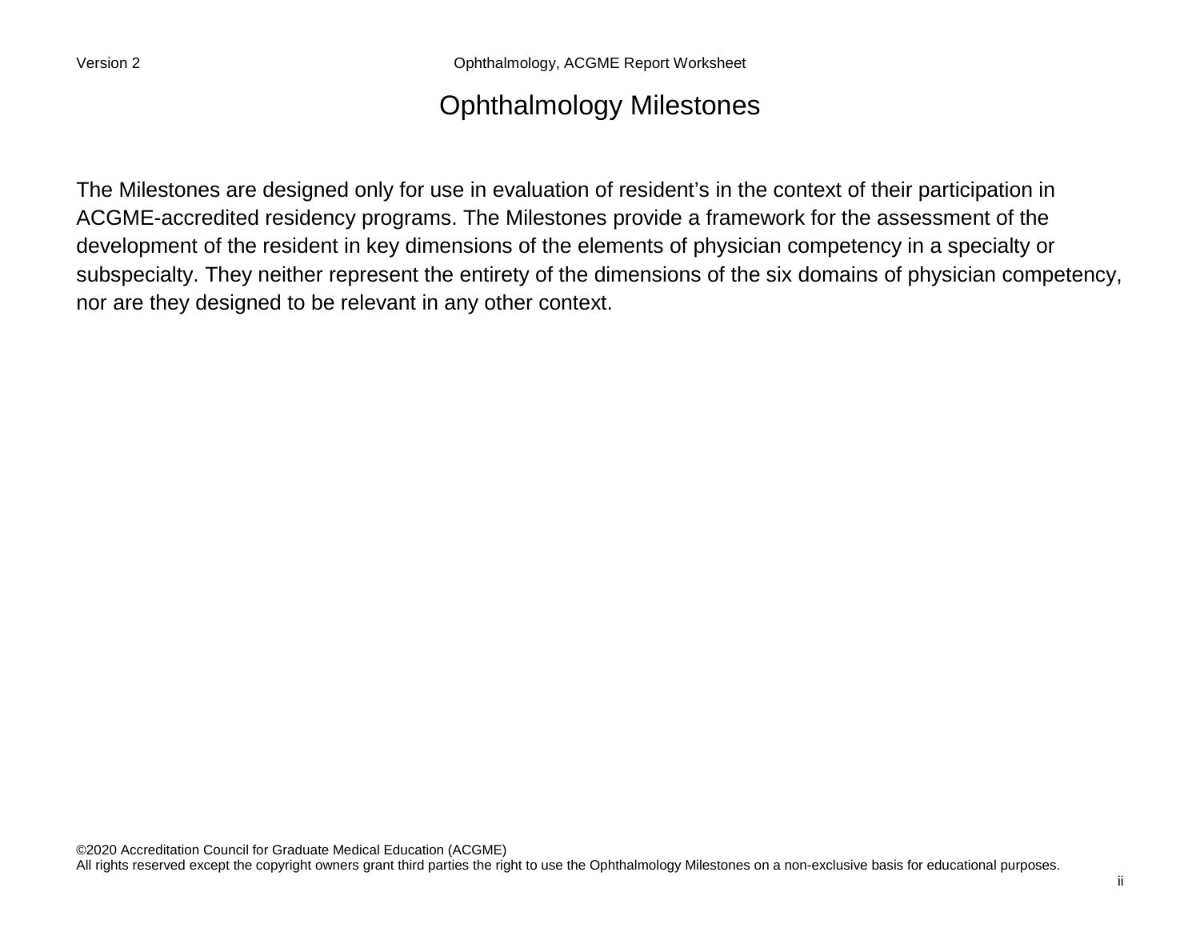# Ophthalmology Milestones

The Milestones are designed only for use in evaluation of resident's in the context of their participation in ACGME-accredited residency programs. The Milestones provide a framework for the assessment of the development of the resident in key dimensions of the elements of physician competency in a specialty or subspecialty. They neither represent the entirety of the dimensions of the six domains of physician competency, nor are they designed to be relevant in any other context.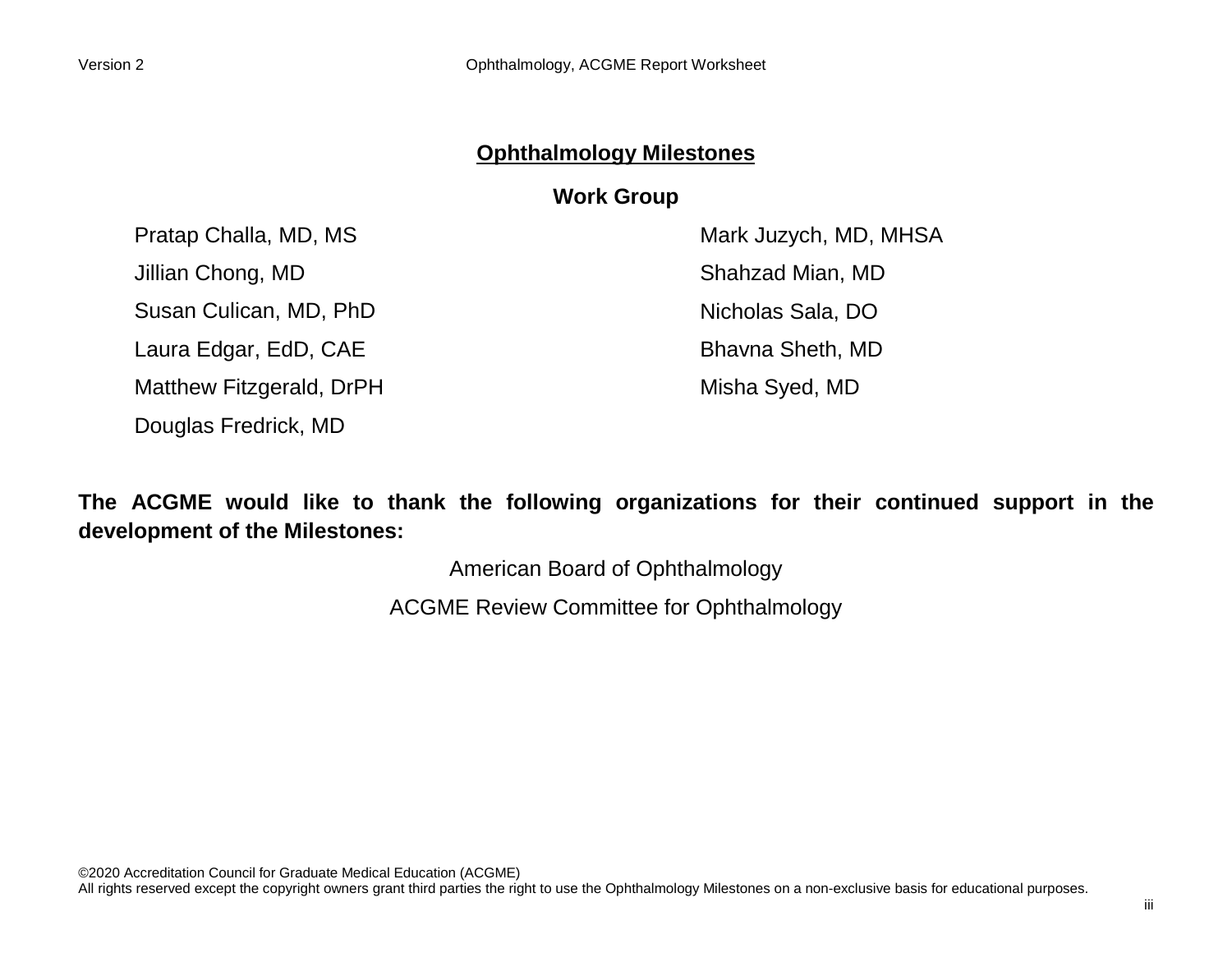## Ophthalmology Milestones

### Work Group

Pratap Challa, MD, MS

Jillian Chong, MD

Susan Culican, MD, PhD

Laura Edgar, EdD, CAE

Matthew Fitzgerald, DrPH

Douglas Fredrick, MD

Mark Juzych, MD, MHSA

Shahzad Mian, MD

Nicholas Sala, DO

Bhavna Sheth, MD

Misha Syed, MD

**The ACGME would like to thank the following organizations for their continued support in the development of the Milestones:**

American Board of Ophthalmology

ACGME Review Committee for Ophthalmology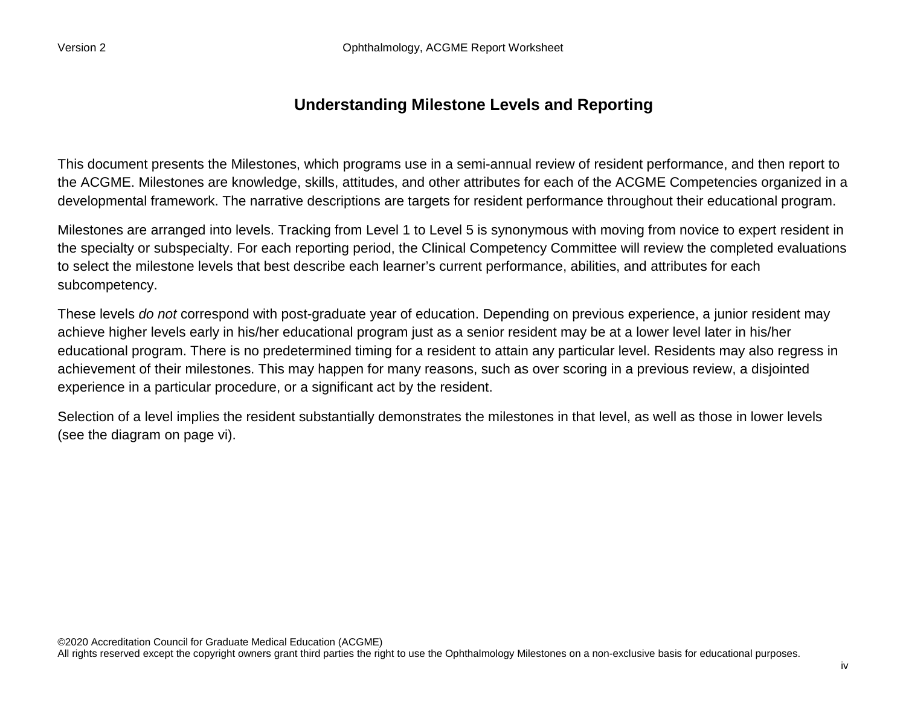# Understanding Milestone Levels and Reporting

This document presents the Milestones, which programs use in a semi-annual review of resident performance, and then report to the ACGME. Milestones are knowledge, skills, attitudes, and other attributes for each of the ACGME Competencies organized in a developmental framework. The narrative descriptions are targets for resident performance throughout their educational program.

Milestones are arranged into levels. Tracking from Level 1 to Level 5 is synonymous with moving from novice to expert resident in the specialty or subspecialty. For each reporting period, the Clinical Competency Committee will review the completed evaluations to select the milestone levels that best describe each learner's current performance, abilities, and attributes for each subcompetency.

These levels *do not* correspond with post-graduate year of education. Depending on previous experience, a junior resident may achieve higher levels early in his/her educational program just as a senior resident may be at a lower level later in his/her educational program. There is no predetermined timing for a resident to attain any particular level. Residents may also regress in achievement of their milestones. This may happen for many reasons, such as over scoring in a previous review, a disjointed experience in a particular procedure, or a significant act by the resident.

Selection of a level implies the resident substantially demonstrates the milestones in that level, as well as those in lower levels (see the diagram on page vi).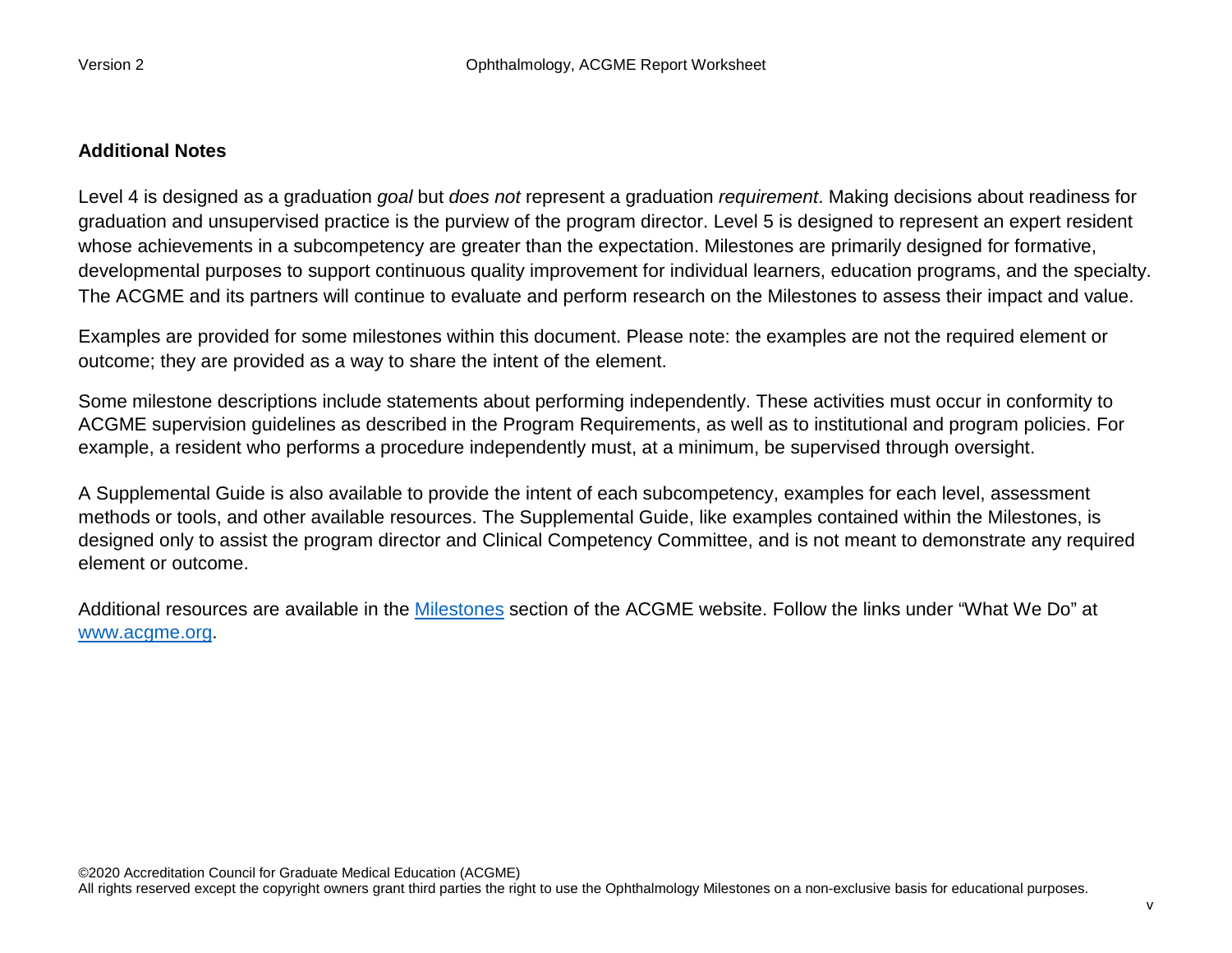## Additional Notes

Level 4 is designed as a graduation *goal* but *does not* represent a graduation *requirement*. Making decisions about readiness for graduation and unsupervised practice is the purview of the program director. Level 5 is designed to represent an expert resident whose achievements in a subcompetency are greater than the expectation. Milestones are primarily designed for formative, developmental purposes to support continuous quality improvement for individual learners, education programs, and the specialty. The ACGME and its partners will continue to evaluate and perform research on the Milestones to assess their impact and value.

Examples are provided for some milestones within this document. Please note: the examples are not the required element or outcome; they are provided as a way to share the intent of the element.

Some milestone descriptions include statements about performing independently. These activities must occur in conformity to ACGME supervision guidelines as described in the Program Requirements, as well as to institutional and program policies. For example, a resident who performs a procedure independently must, at a minimum, be supervised through oversight.

A Supplemental Guide is also available to provide the intent of each subcompetency, examples for each level, assessment methods or tools, and other available resources. The Supplemental Guide, like examples contained within the Milestones, is designed only to assist the program director and Clinical Competency Committee, and is not meant to demonstrate any required element or outcome.

Additional resources are available in the Milestones section of the ACGME website. Follow the links under "What We Do" at www.acgme.org.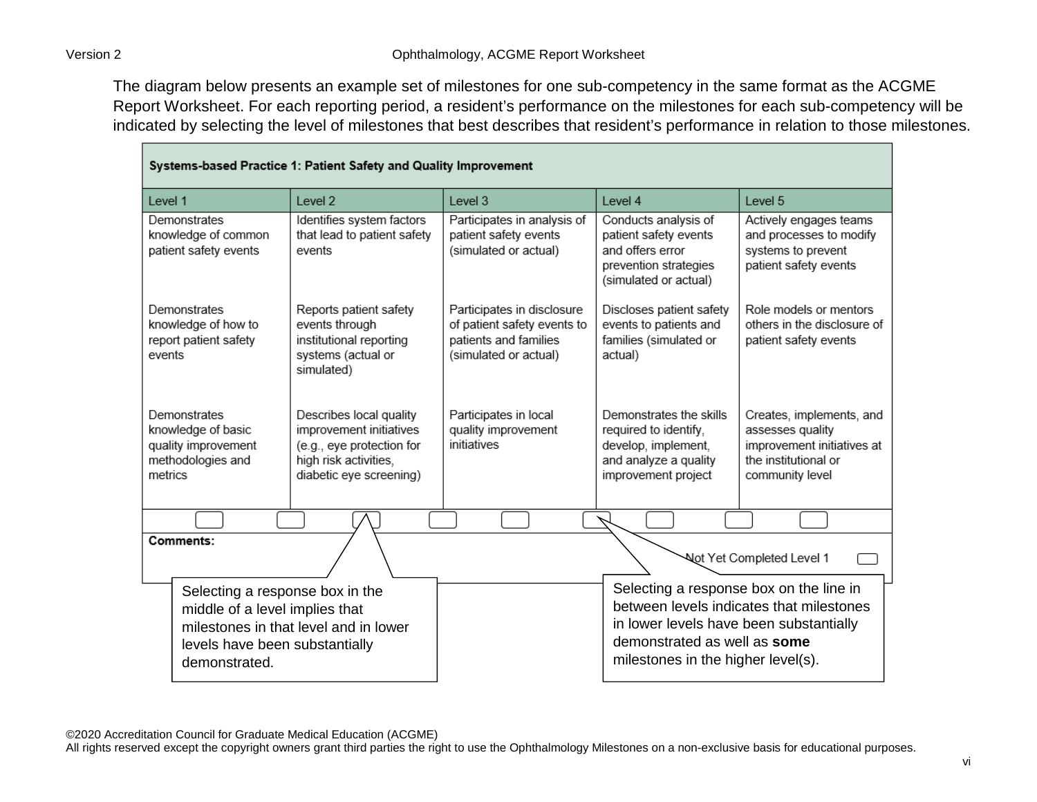The diagram below presents an example set of milestones for one sub-competency in the same format as the ACGME Report Worksheet. For each reporting period, a resident's performance on the milestones for each sub-competency will be indicated by selecting the level of milestones that best describes that resident's performance in relation to those milestones.

| **Systems-based Practice 1: Patient Safety and Quality Improvement** | | | | |
|---|---|---|---|---|
| Level 1 | Level 2 | Level 3 | Level 4 | Level 5 |
| Demonstrates knowledge of common patient safety events | Identifies system factors that lead to patient safety events | Participates in analysis of patient safety events (simulated or actual) | Conducts analysis of patient safety events and offers error prevention strategies (simulated or actual) | Actively engages teams and processes to modify systems to prevent patient safety events |
| Demonstrates knowledge of how to report patient safety events | Reports patient safety events through institutional reporting systems (actual or simulated) | Participates in disclosure of patient safety events to patients and families (simulated or actual) | Discloses patient safety events to patients and families (simulated or actual) | Role models or mentors others in the disclosure of patient safety events |
| Demonstrates knowledge of basic quality improvement methodologies and metrics | Describes local quality improvement initiatives (e.g., eye protection for high risk activities, diabetic eye screening) | Participates in local quality improvement initiatives | Demonstrates the skills required to identify, develop, implement, and analyze a quality improvement project | Creates, implements, and assesses quality improvement initiatives at the institutional or community level |

**Comments:**

Not Yet Completed Level 1

Selecting a response box in the middle of a level implies that milestones in that level and in lower levels have been substantially demonstrated.

Selecting a response box on the line in between levels indicates that milestones in lower levels have been substantially demonstrated as well as **some** milestones in the higher level(s).

©2020 Accreditation Council for Graduate Medical Education (ACGME)
All rights reserved except the copyright owners grant third parties the right to use the Ophthalmology Milestones on a non-exclusive basis for educational purposes.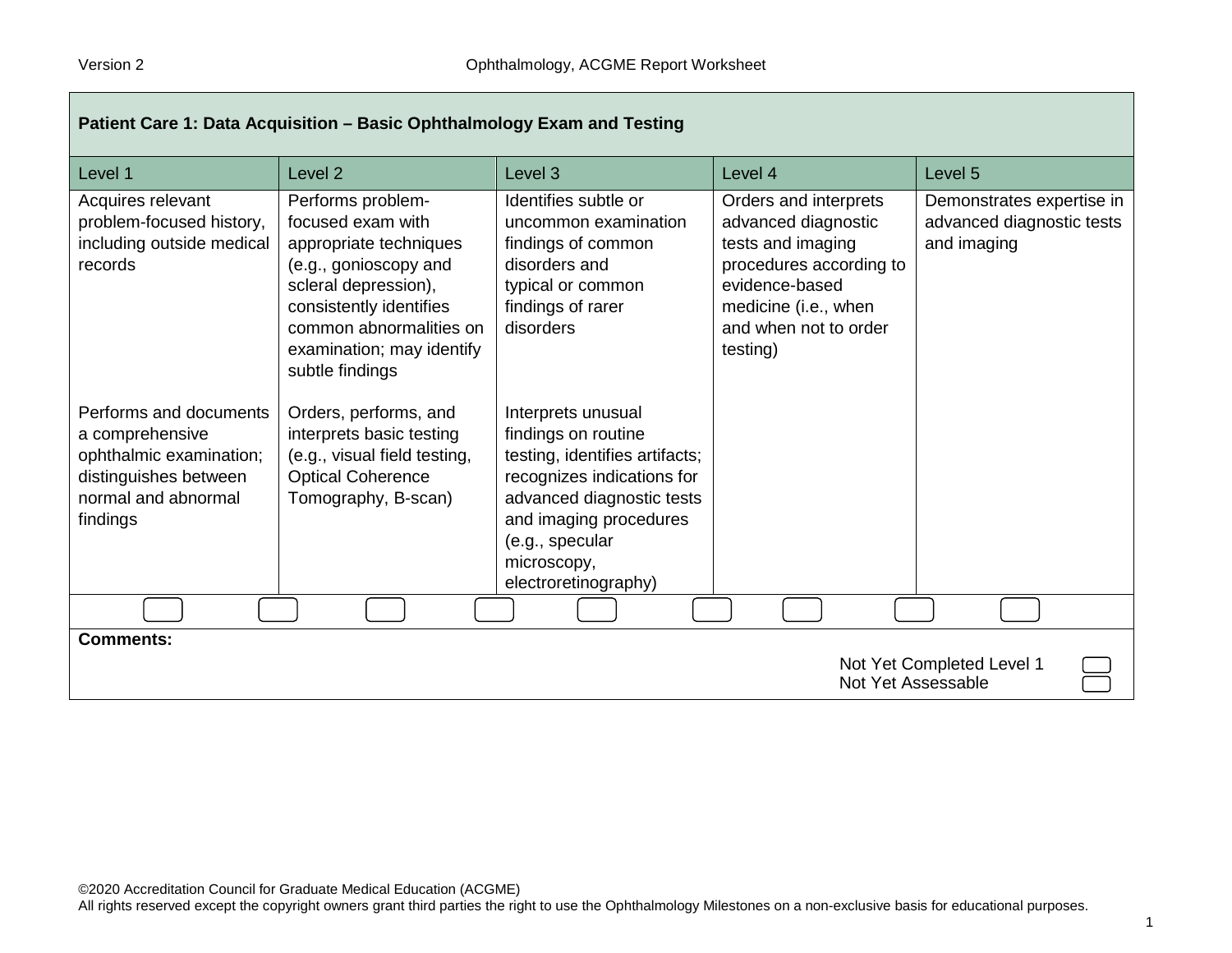| Patient Care 1: Data Acquisition – Basic Ophthalmology Exam and Testing | | | | |
|---|---|---|---|---|
| Level 1 | Level 2 | Level 3 | Level 4 | Level 5 |
| Acquires relevant problem-focused history, including outside medical records | Performs problem-focused exam with appropriate techniques (e.g., gonioscopy and scleral depression), consistently identifies common abnormalities on examination; may identify subtle findings | Identifies subtle or uncommon examination findings of common disorders and typical or common findings of rarer disorders | Orders and interprets advanced diagnostic tests and imaging procedures according to evidence-based medicine (i.e., when and when not to order testing) | Demonstrates expertise in advanced diagnostic tests and imaging |
| Performs and documents a comprehensive ophthalmic examination; distinguishes between normal and abnormal findings | Orders, performs, and interprets basic testing (e.g., visual field testing, Optical Coherence Tomography, B-scan) | Interprets unusual findings on routine testing, identifies artifacts; recognizes indications for advanced diagnostic tests and imaging procedures (e.g., specular microscopy, electroretinography) | | |

**Comments:**

Not Yet Completed Level 1

Not Yet Assessable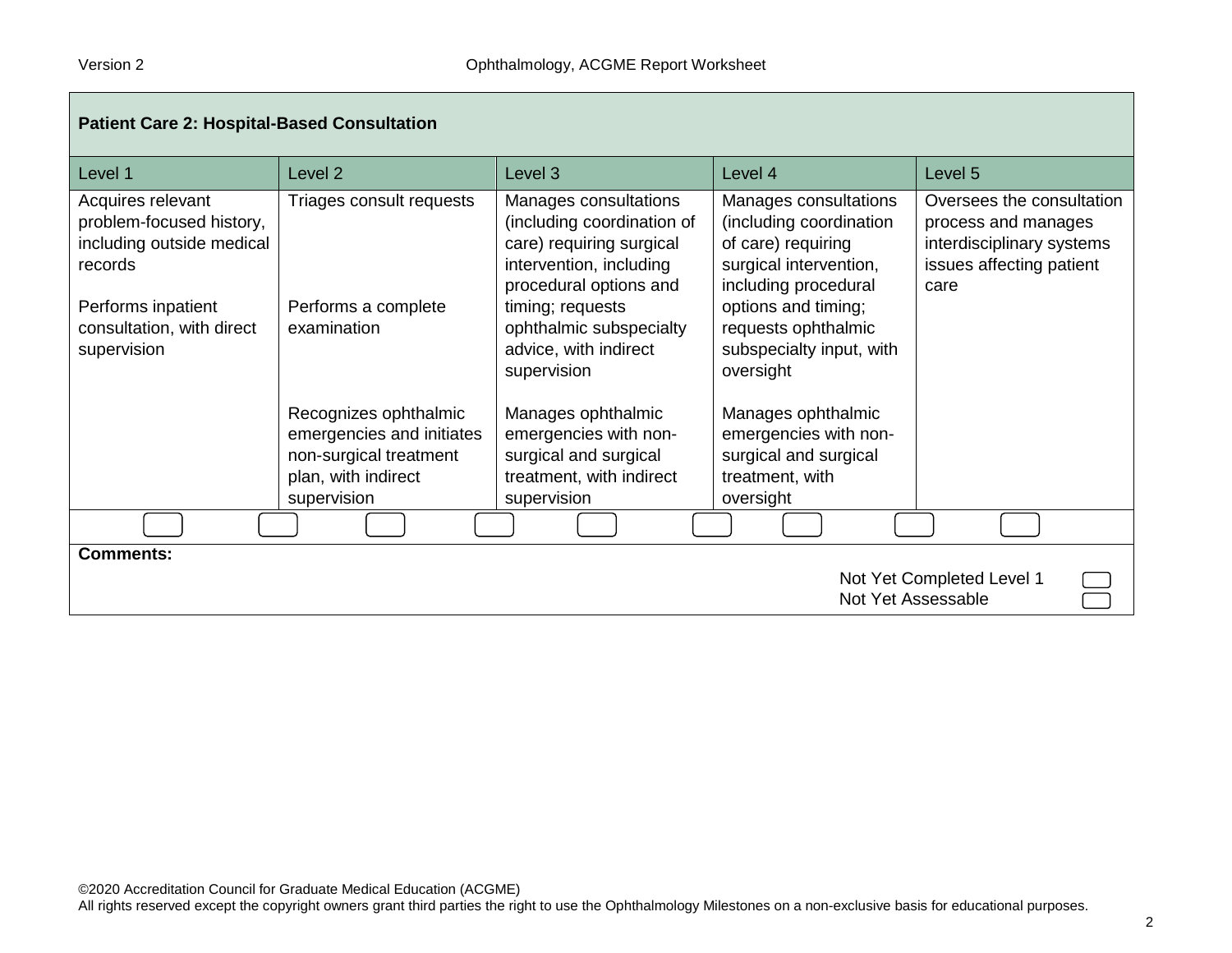## Patient Care 2: Hospital-Based Consultation

| Level 1 | Level 2 | Level 3 | Level 4 | Level 5 |
|---|---|---|---|---|
| Acquires relevant problem-focused history, including outside medical records<br><br>Performs inpatient consultation, with direct supervision | Triages consult requests<br><br>Performs a complete examination<br><br>Recognizes ophthalmic emergencies and initiates non-surgical treatment plan, with indirect supervision | Manages consultations (including coordination of care) requiring surgical intervention, including procedural options and timing; requests ophthalmic subspecialty advice, with indirect supervision<br><br>Manages ophthalmic emergencies with non-surgical and surgical treatment, with indirect supervision | Manages consultations (including coordination of care) requiring surgical intervention, including procedural options and timing; requests ophthalmic subspecialty input, with oversight<br><br>Manages ophthalmic emergencies with non-surgical and surgical treatment, with oversight | Oversees the consultation process and manages interdisciplinary systems issues affecting patient care |

**Comments:**

Not Yet Completed Level 1

Not Yet Assessable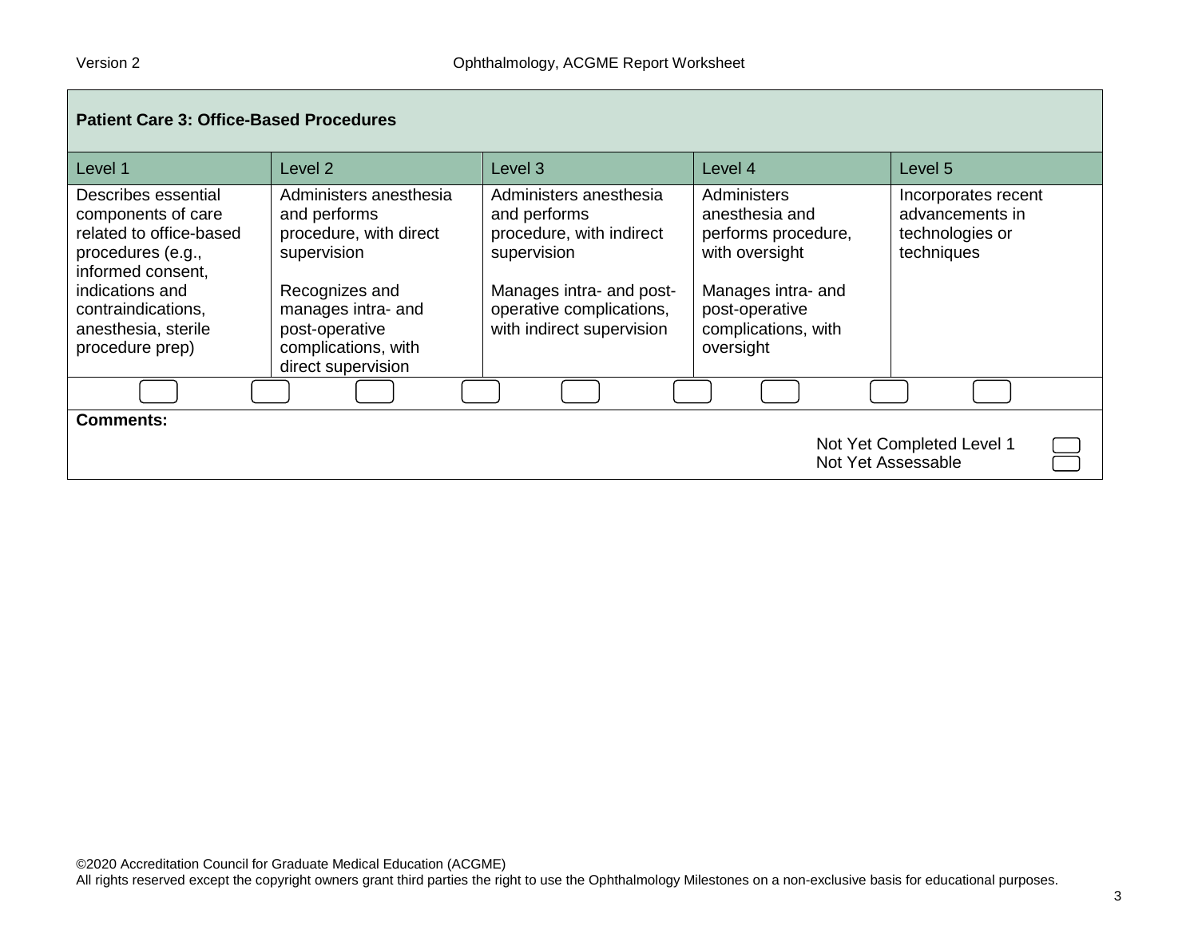| Patient Care 3: Office-Based Procedures | | | | |
|---|---|---|---|---|
| Level 1 | Level 2 | Level 3 | Level 4 | Level 5 |
| Describes essential components of care related to office-based procedures (e.g., informed consent, indications and contraindications, anesthesia, sterile procedure prep) | Administers anesthesia and performs procedure, with direct supervision<br><br>Recognizes and manages intra- and post-operative complications, with direct supervision | Administers anesthesia and performs procedure, with indirect supervision<br><br>Manages intra- and post-operative complications, with indirect supervision | Administers anesthesia and performs procedure, with oversight<br><br>Manages intra- and post-operative complications, with oversight | Incorporates recent advancements in technologies or techniques |

**Comments:**

Not Yet Completed Level 1

Not Yet Assessable

©2020 Accreditation Council for Graduate Medical Education (ACGME)
All rights reserved except the copyright owners grant third parties the right to use the Ophthalmology Milestones on a non-exclusive basis for educational purposes.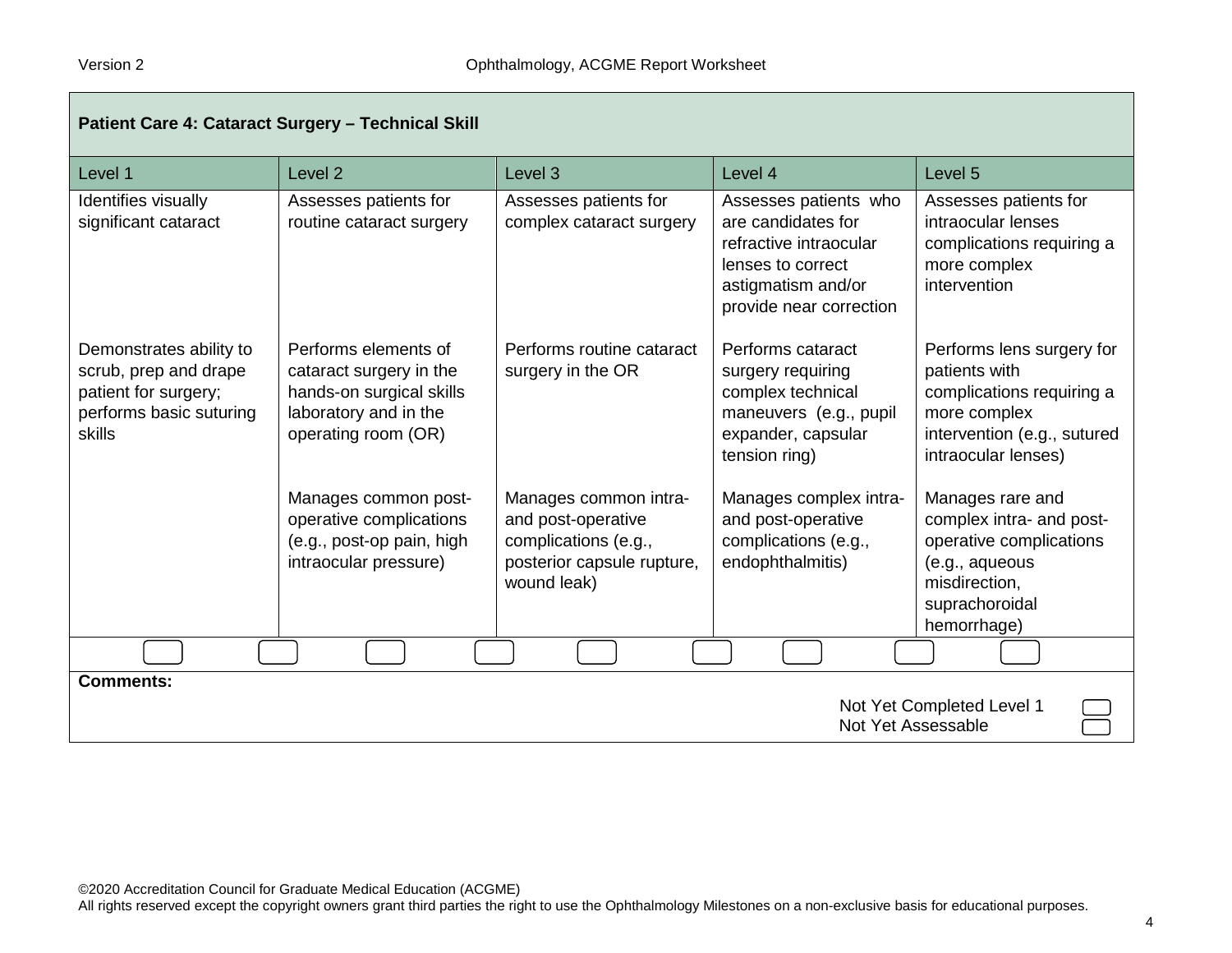## Patient Care 4: Cataract Surgery – Technical Skill

| Level 1 | Level 2 | Level 3 | Level 4 | Level 5 |
|---|---|---|---|---|
| Identifies visually significant cataract | Assesses patients for routine cataract surgery | Assesses patients for complex cataract surgery | Assesses patients who are candidates for refractive intraocular lenses to correct astigmatism and/or provide near correction | Assesses patients for intraocular lenses complications requiring a more complex intervention |
| Demonstrates ability to scrub, prep and drape patient for surgery; performs basic suturing skills | Performs elements of cataract surgery in the hands-on surgical skills laboratory and in the operating room (OR) | Performs routine cataract surgery in the OR | Performs cataract surgery requiring complex technical maneuvers (e.g., pupil expander, capsular tension ring) | Performs lens surgery for patients with complications requiring a more complex intervention (e.g., sutured intraocular lenses) |
| | Manages common post-operative complications (e.g., post-op pain, high intraocular pressure) | Manages common intra- and post-operative complications (e.g., posterior capsule rupture, wound leak) | Manages complex intra- and post-operative complications (e.g., endophthalmitis) | Manages rare and complex intra- and post-operative complications (e.g., aqueous misdirection, suprachoroidal hemorrhage) |

**Comments:**

Not Yet Completed Level 1

Not Yet Assessable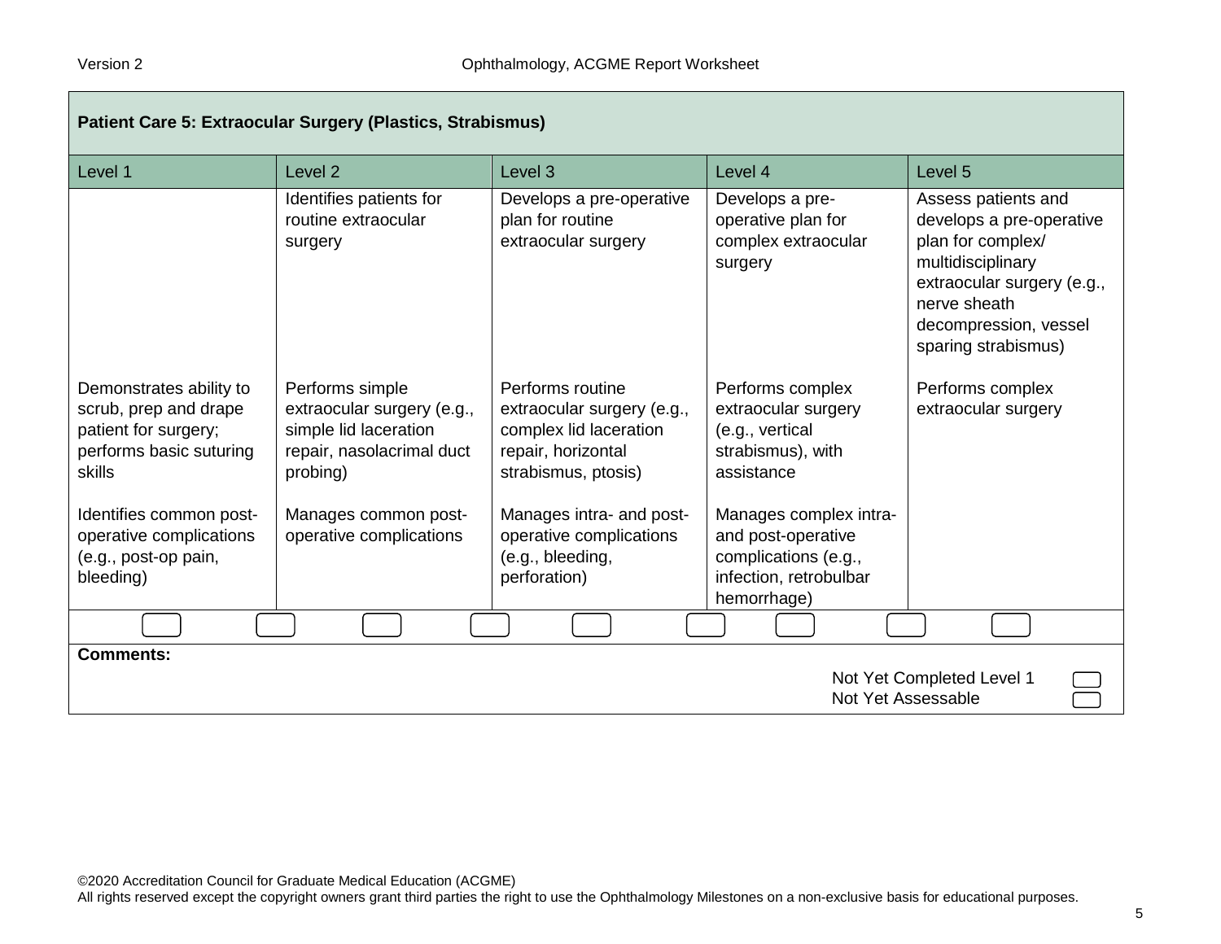## Patient Care 5: Extraocular Surgery (Plastics, Strabismus)

| Level 1 | Level 2 | Level 3 | Level 4 | Level 5 |
|---|---|---|---|---|
| | Identifies patients for routine extraocular surgery | Develops a pre-operative plan for routine extraocular surgery | Develops a pre-operative plan for complex extraocular surgery | Assess patients and develops a pre-operative plan for complex/ multidisciplinary extraocular surgery (e.g., nerve sheath decompression, vessel sparing strabismus) |
| Demonstrates ability to scrub, prep and drape patient for surgery; performs basic suturing skills | Performs simple extraocular surgery (e.g., simple lid laceration repair, nasolacrimal duct probing) | Performs routine extraocular surgery (e.g., complex lid laceration repair, horizontal strabismus, ptosis) | Performs complex extraocular surgery (e.g., vertical strabismus), with assistance | Performs complex extraocular surgery |
| Identifies common post-operative complications (e.g., post-op pain, bleeding) | Manages common post-operative complications | Manages intra- and post-operative complications (e.g., bleeding, perforation) | Manages complex intra- and post-operative complications (e.g., infection, retrobulbar hemorrhage) | |

**Comments:**

Not Yet Completed Level 1

Not Yet Assessable

©2020 Accreditation Council for Graduate Medical Education (ACGME)
All rights reserved except the copyright owners grant third parties the right to use the Ophthalmology Milestones on a non-exclusive basis for educational purposes.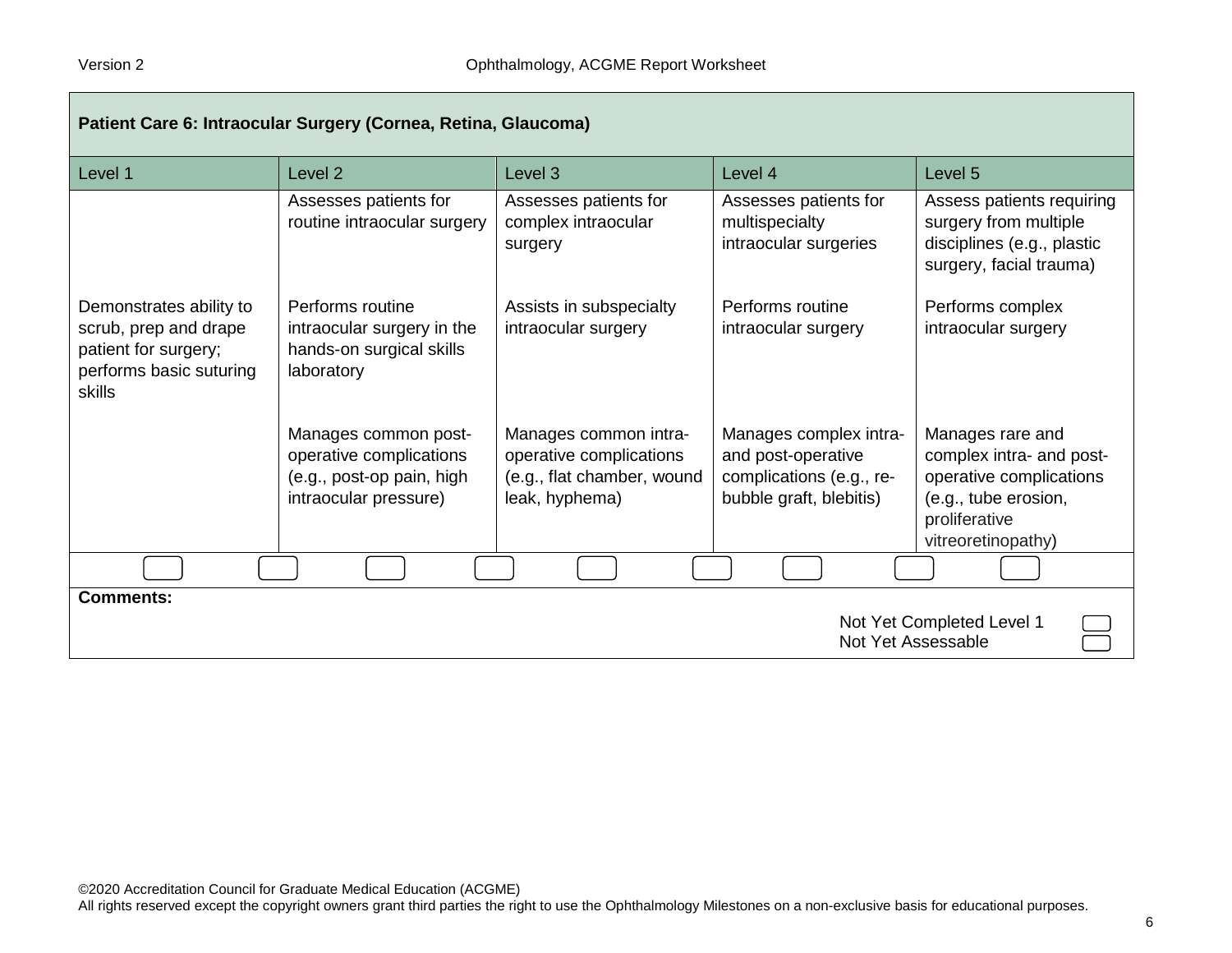**Patient Care 6: Intraocular Surgery (Cornea, Retina, Glaucoma)**

| Level 1 | Level 2 | Level 3 | Level 4 | Level 5 |
|---|---|---|---|---|
| | Assesses patients for routine intraocular surgery | Assesses patients for complex intraocular surgery | Assesses patients for multispecialty intraocular surgeries | Assess patients requiring surgery from multiple disciplines (e.g., plastic surgery, facial trauma) |
| Demonstrates ability to scrub, prep and drape patient for surgery; performs basic suturing skills | Performs routine intraocular surgery in the hands-on surgical skills laboratory | Assists in subspecialty intraocular surgery | Performs routine intraocular surgery | Performs complex intraocular surgery |
| | Manages common post-operative complications (e.g., post-op pain, high intraocular pressure) | Manages common intra-operative complications (e.g., flat chamber, wound leak, hyphema) | Manages complex intra- and post-operative complications (e.g., re-bubble graft, blebitis) | Manages rare and complex intra- and post-operative complications (e.g., tube erosion, proliferative vitreoretinopathy) |

**Comments:**

Not Yet Completed Level 1

Not Yet Assessable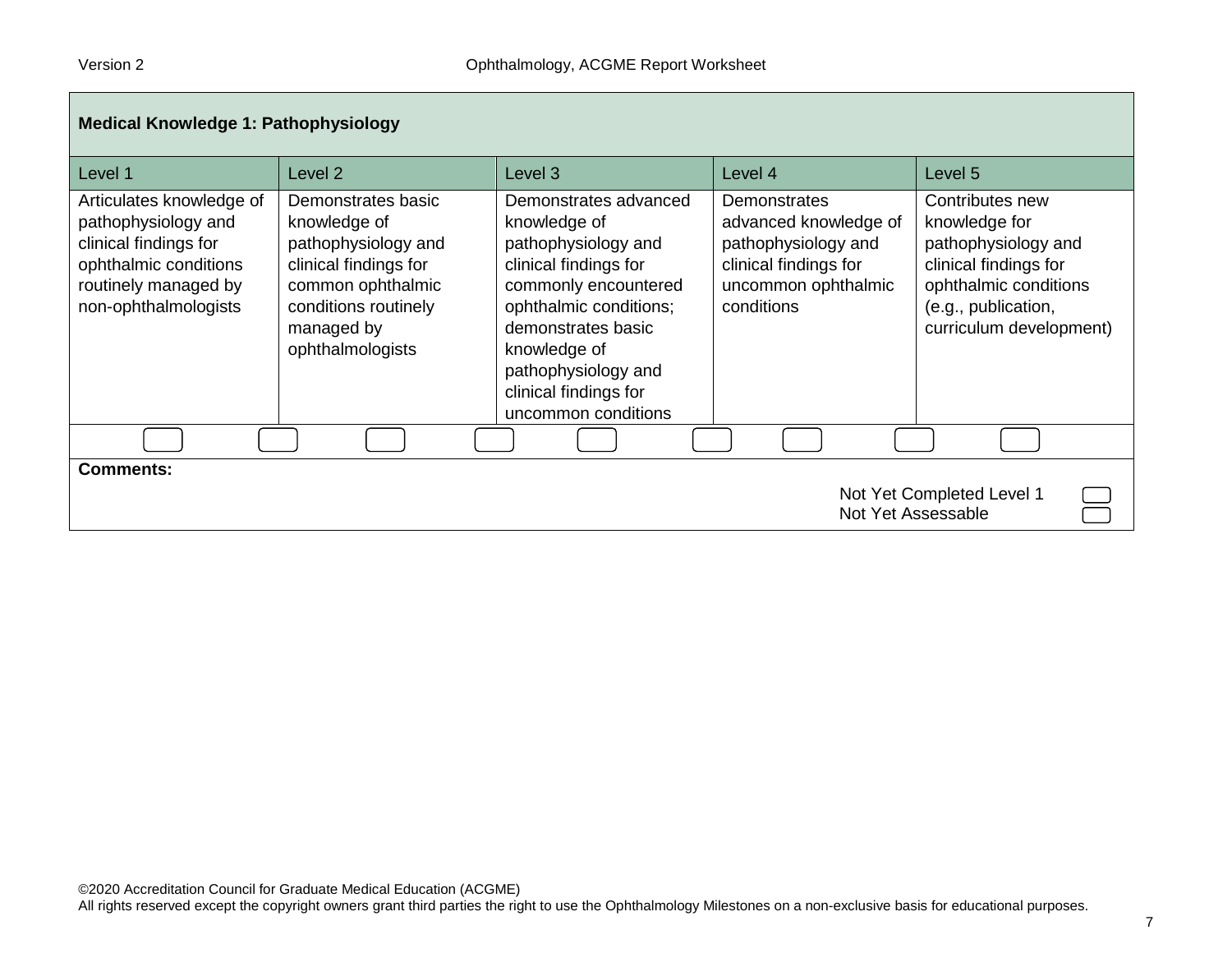## Medical Knowledge 1: Pathophysiology

| Level 1 | Level 2 | Level 3 | Level 4 | Level 5 |
|---|---|---|---|---|
| Articulates knowledge of pathophysiology and clinical findings for ophthalmic conditions routinely managed by non-ophthalmologists | Demonstrates basic knowledge of pathophysiology and clinical findings for common ophthalmic conditions routinely managed by ophthalmologists | Demonstrates advanced knowledge of pathophysiology and clinical findings for commonly encountered ophthalmic conditions; demonstrates basic knowledge of pathophysiology and clinical findings for uncommon conditions | Demonstrates advanced knowledge of pathophysiology and clinical findings for uncommon ophthalmic conditions | Contributes new knowledge for pathophysiology and clinical findings for ophthalmic conditions (e.g., publication, curriculum development) |

**Comments:**

Not Yet Completed Level 1

Not Yet Assessable

©2020 Accreditation Council for Graduate Medical Education (ACGME)
All rights reserved except the copyright owners grant third parties the right to use the Ophthalmology Milestones on a non-exclusive basis for educational purposes.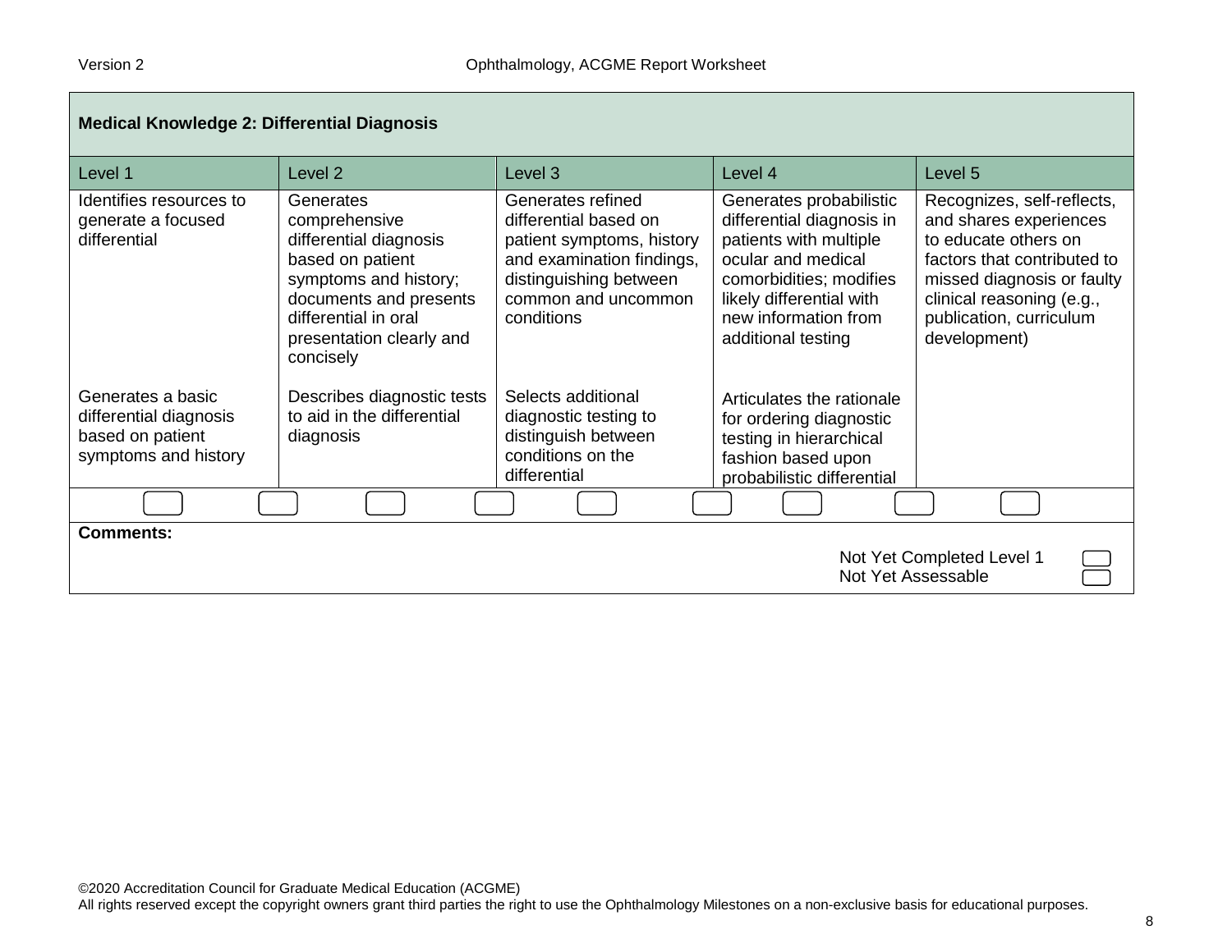## Medical Knowledge 2: Differential Diagnosis

| Level 1 | Level 2 | Level 3 | Level 4 | Level 5 |
|---|---|---|---|---|
| Identifies resources to generate a focused differential | Generates comprehensive differential diagnosis based on patient symptoms and history; documents and presents differential in oral presentation clearly and concisely | Generates refined differential based on patient symptoms, history and examination findings, distinguishing between common and uncommon conditions | Generates probabilistic differential diagnosis in patients with multiple ocular and medical comorbidities; modifies likely differential with new information from additional testing | Recognizes, self-reflects, and shares experiences to educate others on factors that contributed to missed diagnosis or faulty clinical reasoning (e.g., publication, curriculum development) |
| Generates a basic differential diagnosis based on patient symptoms and history | Describes diagnostic tests to aid in the differential diagnosis | Selects additional diagnostic testing to distinguish between conditions on the differential | Articulates the rationale for ordering diagnostic testing in hierarchical fashion based upon probabilistic differential | |

**Comments:**

Not Yet Completed Level 1

Not Yet Assessable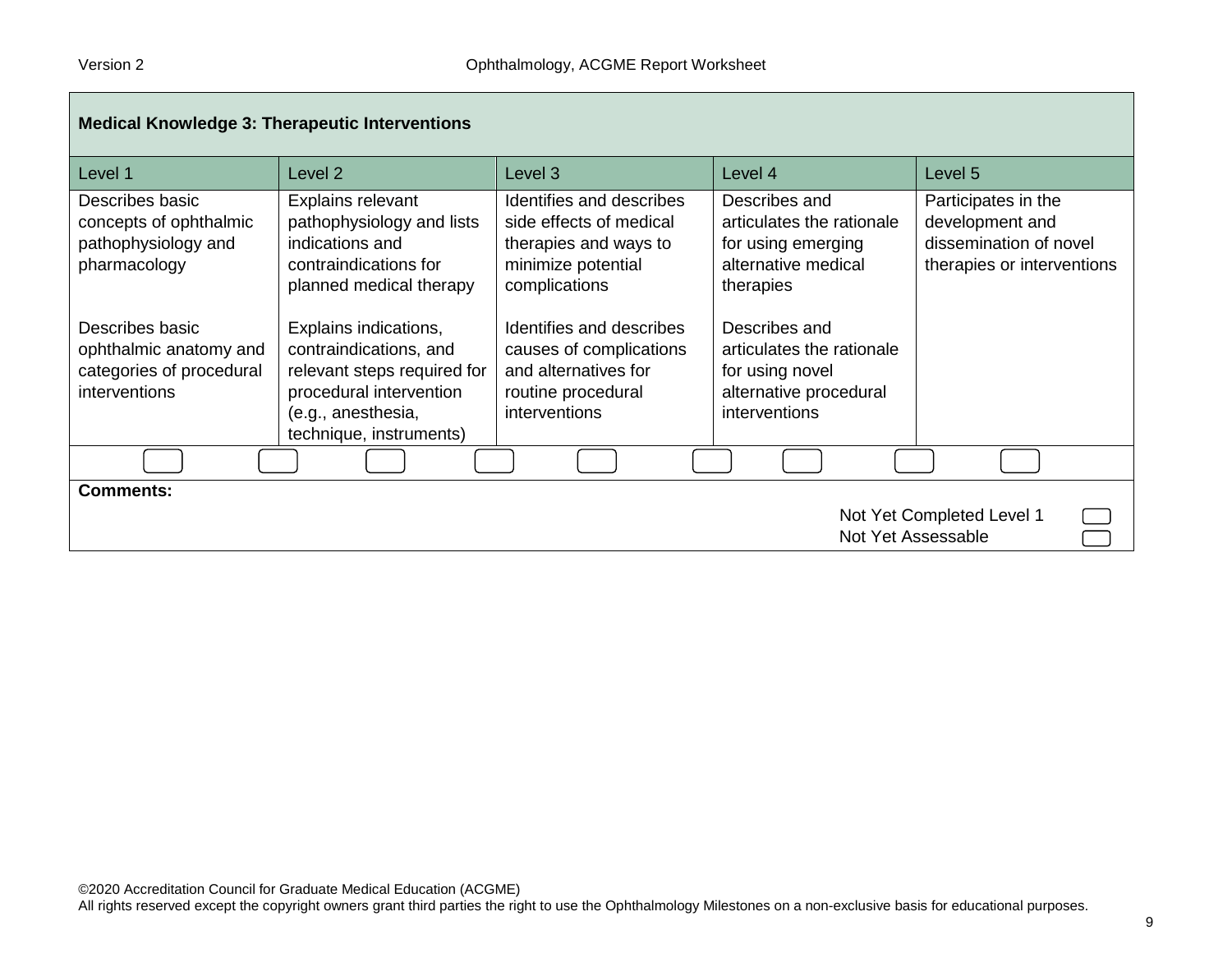| Medical Knowledge 3: Therapeutic Interventions | | | | |
|---|---|---|---|---|
| Level 1 | Level 2 | Level 3 | Level 4 | Level 5 |
| Describes basic concepts of ophthalmic pathophysiology and pharmacology | Explains relevant pathophysiology and lists indications and contraindications for planned medical therapy | Identifies and describes side effects of medical therapies and ways to minimize potential complications | Describes and articulates the rationale for using emerging alternative medical therapies | Participates in the development and dissemination of novel therapies or interventions |
| Describes basic ophthalmic anatomy and categories of procedural interventions | Explains indications, contraindications, and relevant steps required for procedural intervention (e.g., anesthesia, technique, instruments) | Identifies and describes causes of complications and alternatives for routine procedural interventions | Describes and articulates the rationale for using novel alternative procedural interventions | |

**Comments:**

Not Yet Completed Level 1

Not Yet Assessable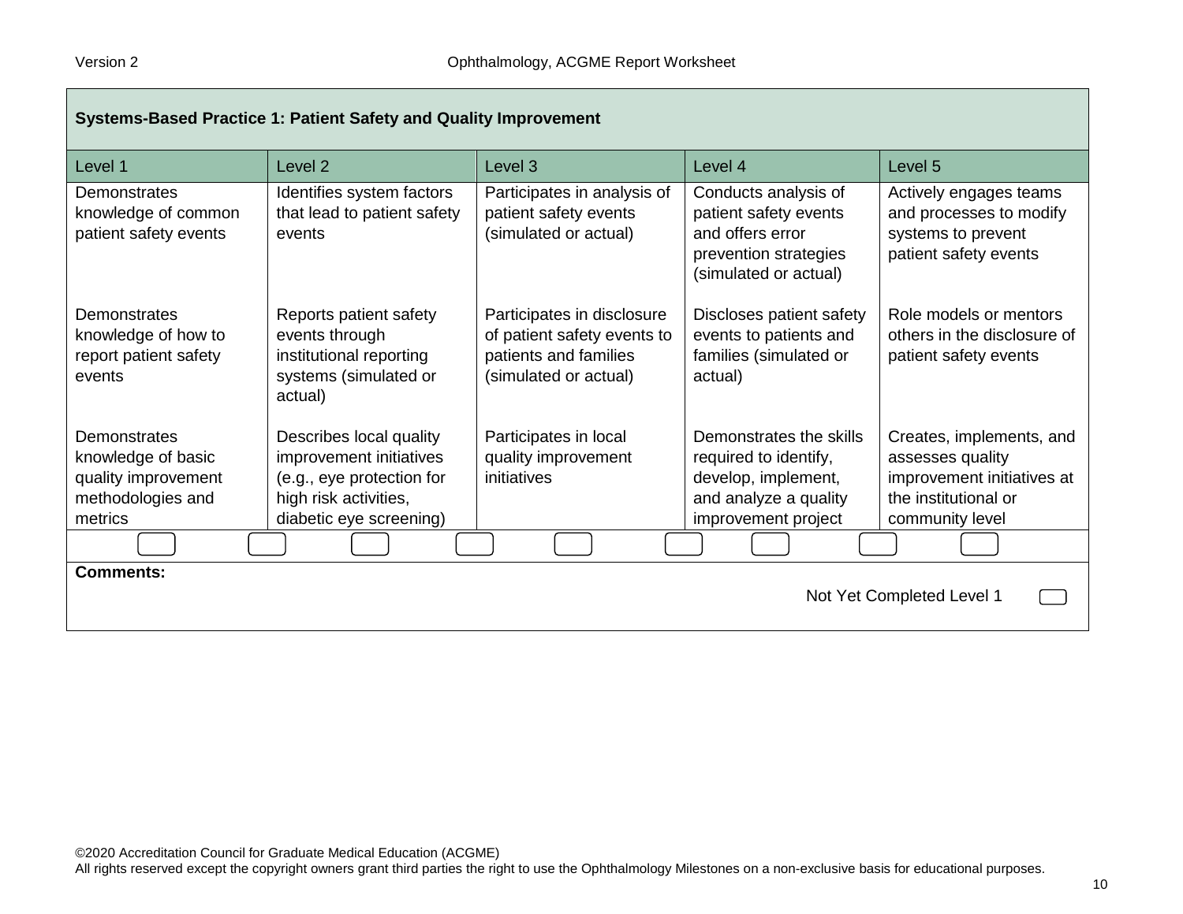## Systems-Based Practice 1: Patient Safety and Quality Improvement

| Level 1 | Level 2 | Level 3 | Level 4 | Level 5 |
|---|---|---|---|---|
| Demonstrates knowledge of common patient safety events | Identifies system factors that lead to patient safety events | Participates in analysis of patient safety events (simulated or actual) | Conducts analysis of patient safety events and offers error prevention strategies (simulated or actual) | Actively engages teams and processes to modify systems to prevent patient safety events |
| Demonstrates knowledge of how to report patient safety events | Reports patient safety events through institutional reporting systems (simulated or actual) | Participates in disclosure of patient safety events to patients and families (simulated or actual) | Discloses patient safety events to patients and families (simulated or actual) | Role models or mentors others in the disclosure of patient safety events |
| Demonstrates knowledge of basic quality improvement methodologies and metrics | Describes local quality improvement initiatives (e.g., eye protection for high risk activities, diabetic eye screening) | Participates in local quality improvement initiatives | Demonstrates the skills required to identify, develop, implement, and analyze a quality improvement project | Creates, implements, and assesses quality improvement initiatives at the institutional or community level |

**Comments:**

Not Yet Completed Level 1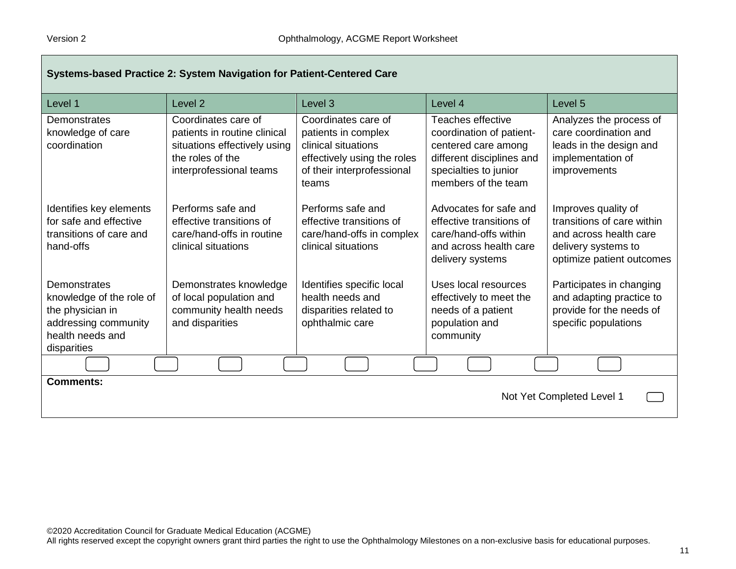## Systems-based Practice 2: System Navigation for Patient-Centered Care

| Level 1 | Level 2 | Level 3 | Level 4 | Level 5 |
|---|---|---|---|---|
| Demonstrates knowledge of care coordination | Coordinates care of patients in routine clinical situations effectively using the roles of the interprofessional teams | Coordinates care of patients in complex clinical situations effectively using the roles of their interprofessional teams | Teaches effective coordination of patient-centered care among different disciplines and specialties to junior members of the team | Analyzes the process of care coordination and leads in the design and implementation of improvements |
| Identifies key elements for safe and effective transitions of care and hand-offs | Performs safe and effective transitions of care/hand-offs in routine clinical situations | Performs safe and effective transitions of care/hand-offs in complex clinical situations | Advocates for safe and effective transitions of care/hand-offs within and across health care delivery systems | Improves quality of transitions of care within and across health care delivery systems to optimize patient outcomes |
| Demonstrates knowledge of the role of the physician in addressing community health needs and disparities | Demonstrates knowledge of local population and community health needs and disparities | Identifies specific local health needs and disparities related to ophthalmic care | Uses local resources effectively to meet the needs of a patient population and community | Participates in changing and adapting practice to provide for the needs of specific populations |

**Comments:**

Not Yet Completed Level 1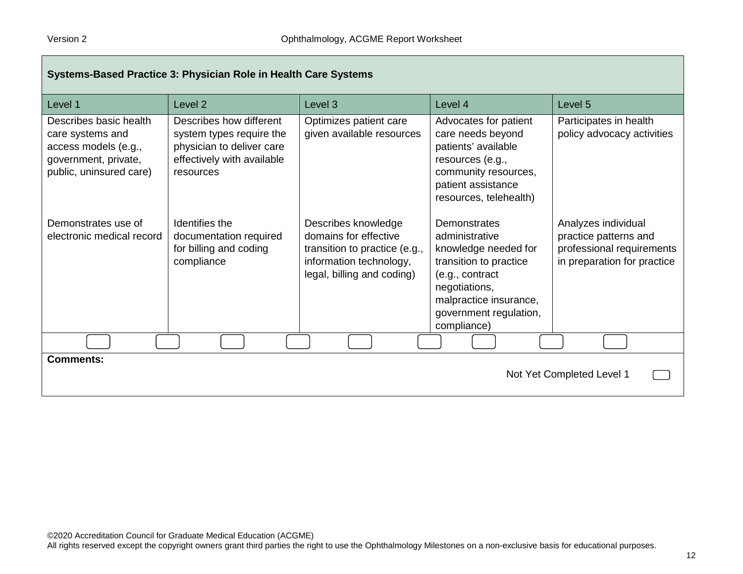| Systems-Based Practice 3: Physician Role in Health Care Systems | | | | |
|---|---|---|---|---|
| Level 1 | Level 2 | Level 3 | Level 4 | Level 5 |
| Describes basic health care systems and access models (e.g., government, private, public, uninsured care) | Describes how different system types require the physician to deliver care effectively with available resources | Optimizes patient care given available resources | Advocates for patient care needs beyond patients' available resources (e.g., community resources, patient assistance resources, telehealth) | Participates in health policy advocacy activities |
| Demonstrates use of electronic medical record | Identifies the documentation required for billing and coding compliance | Describes knowledge domains for effective transition to practice (e.g., information technology, legal, billing and coding) | Demonstrates administrative knowledge needed for transition to practice (e.g., contract negotiations, malpractice insurance, government regulation, compliance) | Analyzes individual practice patterns and professional requirements in preparation for practice |

**Comments:**

Not Yet Completed Level 1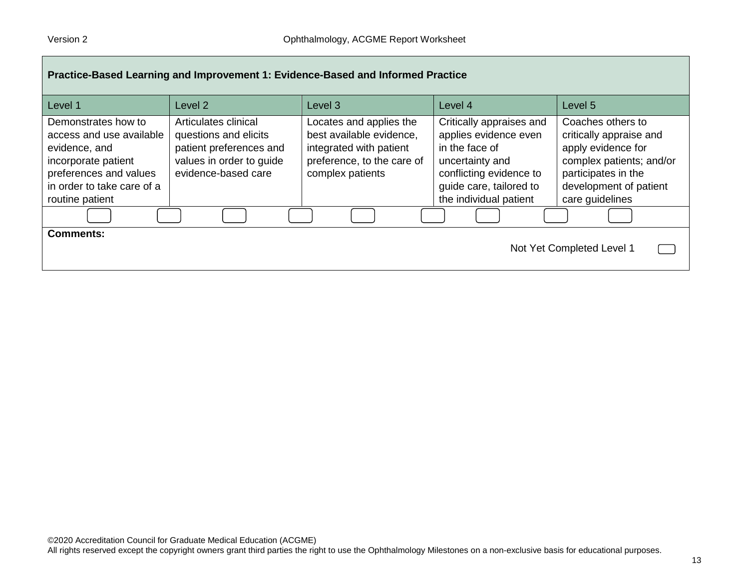## Practice-Based Learning and Improvement 1: Evidence-Based and Informed Practice

| Level 1 | Level 2 | Level 3 | Level 4 | Level 5 |
|---|---|---|---|---|
| Demonstrates how to access and use available evidence, and incorporate patient preferences and values in order to take care of a routine patient | Articulates clinical questions and elicits patient preferences and values in order to guide evidence-based care | Locates and applies the best available evidence, integrated with patient preference, to the care of complex patients | Critically appraises and applies evidence even in the face of uncertainty and conflicting evidence to guide care, tailored to the individual patient | Coaches others to critically appraise and apply evidence for complex patients; and/or participates in the development of patient care guidelines |

**Comments:**

Not Yet Completed Level 1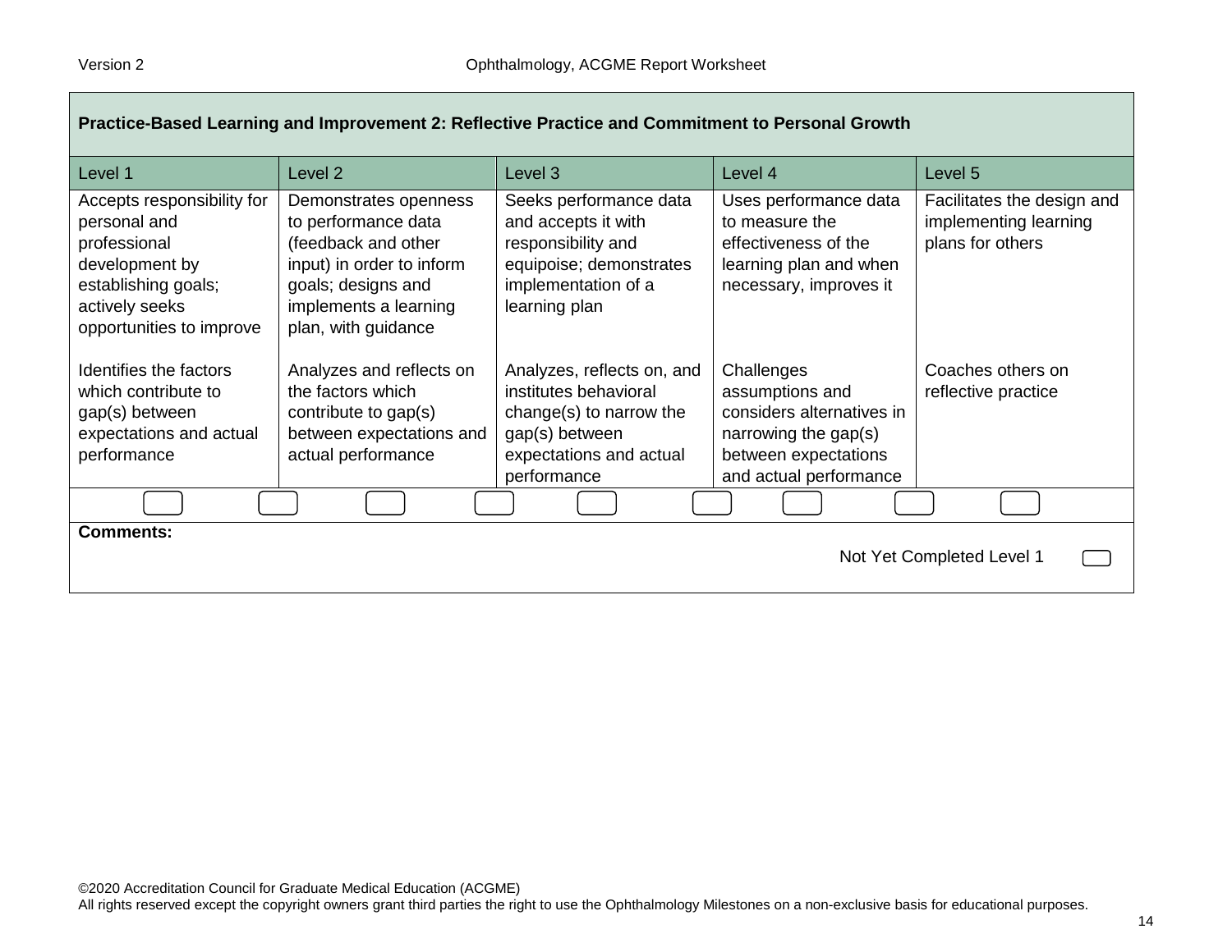| Practice-Based Learning and Improvement 2: Reflective Practice and Commitment to Personal Growth | | | | |
|---|---|---|---|---|
| Level 1 | Level 2 | Level 3 | Level 4 | Level 5 |
| Accepts responsibility for personal and professional development by establishing goals; actively seeks opportunities to improve | Demonstrates openness to performance data (feedback and other input) in order to inform goals; designs and implements a learning plan, with guidance | Seeks performance data and accepts it with responsibility and equipoise; demonstrates implementation of a learning plan | Uses performance data to measure the effectiveness of the learning plan and when necessary, improves it | Facilitates the design and implementing learning plans for others |
| Identifies the factors which contribute to gap(s) between expectations and actual performance | Analyzes and reflects on the factors which contribute to gap(s) between expectations and actual performance | Analyzes, reflects on, and institutes behavioral change(s) to narrow the gap(s) between expectations and actual performance | Challenges assumptions and considers alternatives in narrowing the gap(s) between expectations and actual performance | Coaches others on reflective practice |

**Comments:**

Not Yet Completed Level 1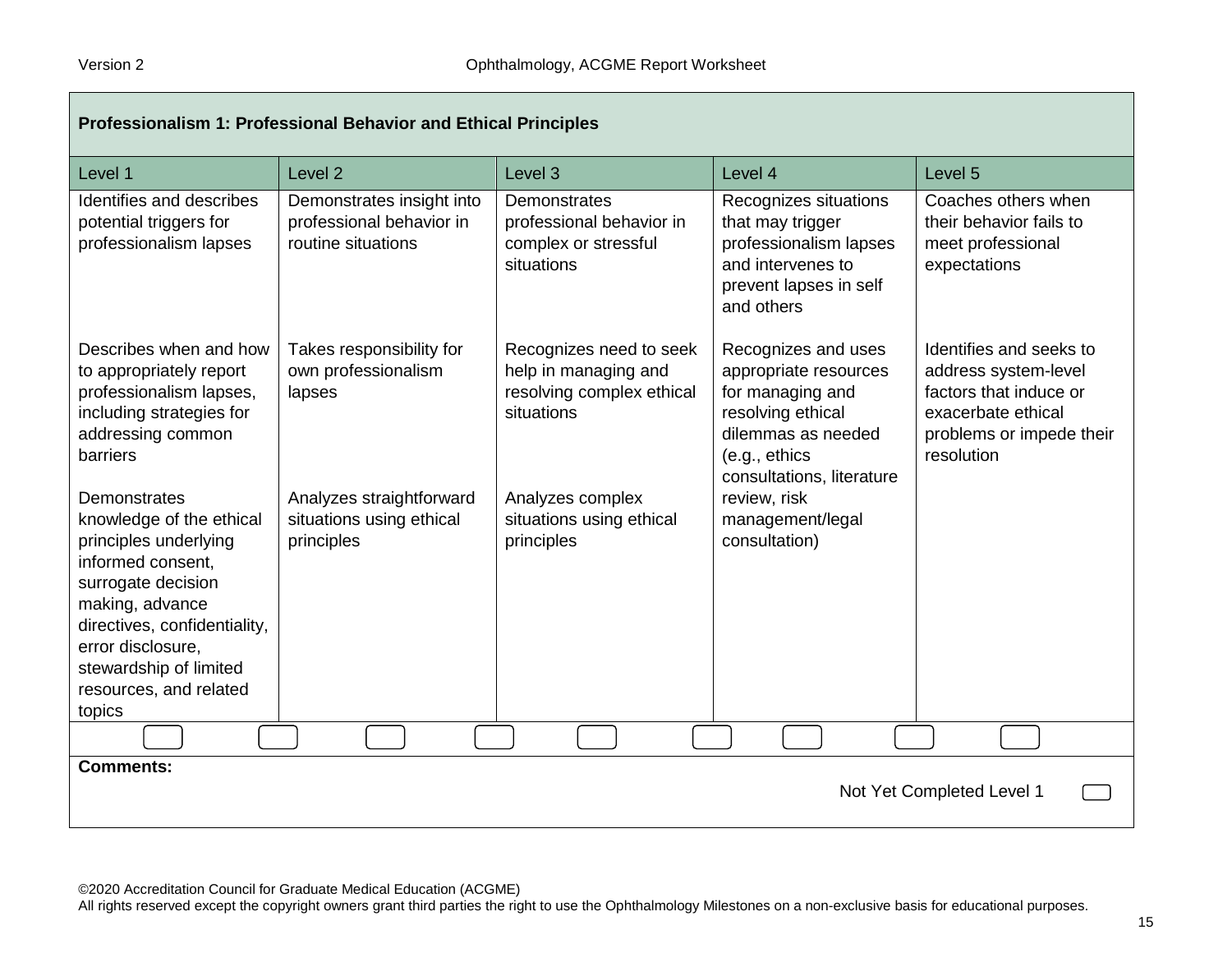## Professionalism 1: Professional Behavior and Ethical Principles

| Level 1 | Level 2 | Level 3 | Level 4 | Level 5 |
|---|---|---|---|---|
| Identifies and describes potential triggers for professionalism lapses | Demonstrates insight into professional behavior in routine situations | Demonstrates professional behavior in complex or stressful situations | Recognizes situations that may trigger professionalism lapses and intervenes to prevent lapses in self and others | Coaches others when their behavior fails to meet professional expectations |
| Describes when and how to appropriately report professionalism lapses, including strategies for addressing common barriers | Takes responsibility for own professionalism lapses | Recognizes need to seek help in managing and resolving complex ethical situations | Recognizes and uses appropriate resources for managing and resolving ethical dilemmas as needed (e.g., ethics consultations, literature review, risk management/legal consultation) | Identifies and seeks to address system-level factors that induce or exacerbate ethical problems or impede their resolution |
| Demonstrates knowledge of the ethical principles underlying informed consent, surrogate decision making, advance directives, confidentiality, error disclosure, stewardship of limited resources, and related topics | Analyzes straightforward situations using ethical principles | Analyzes complex situations using ethical principles | | |

**Comments:**

Not Yet Completed Level 1

©2020 Accreditation Council for Graduate Medical Education (ACGME)
All rights reserved except the copyright owners grant third parties the right to use the Ophthalmology Milestones on a non-exclusive basis for educational purposes.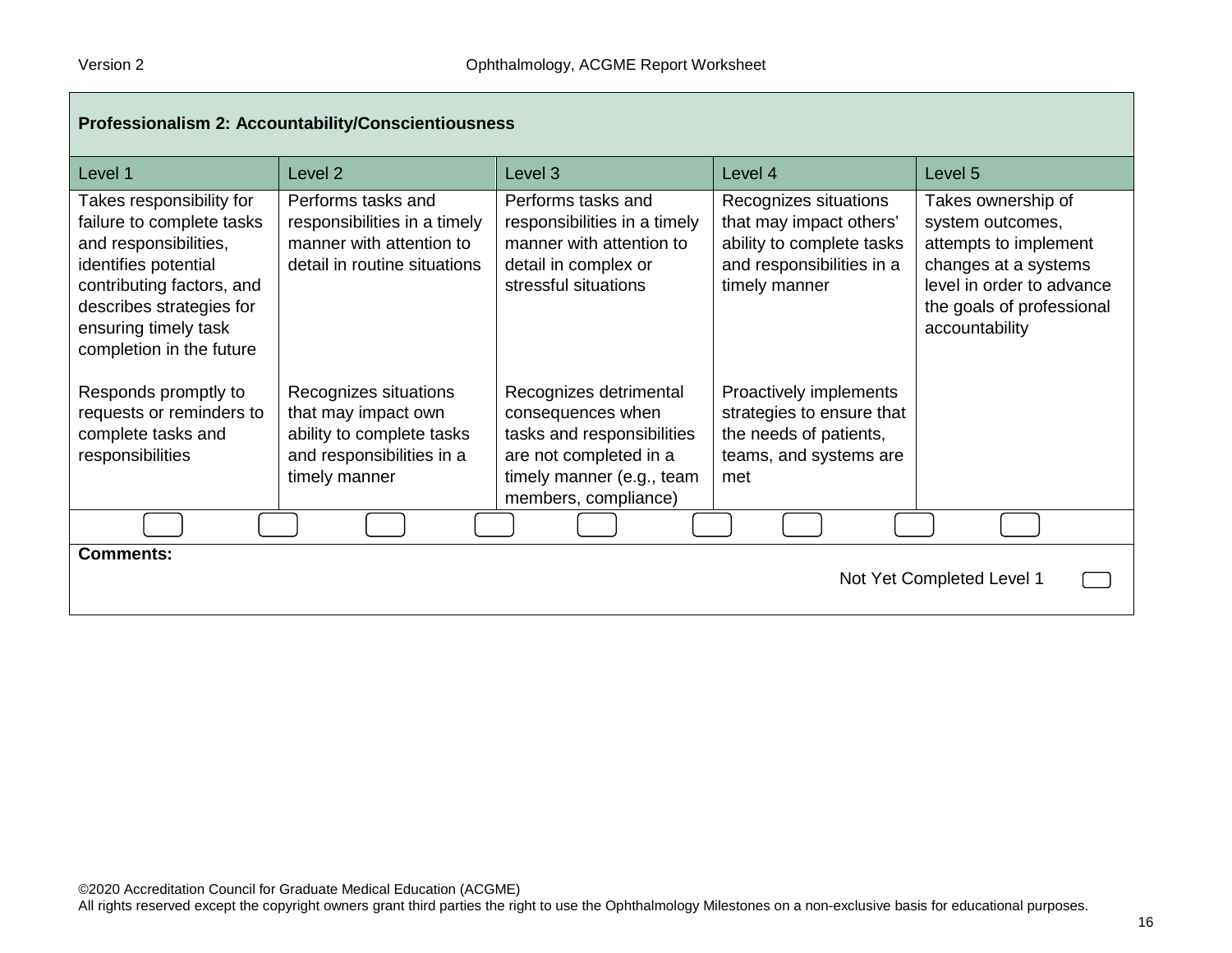| Professionalism 2: Accountability/Conscientiousness | | | | |
|---|---|---|---|---|
| Level 1 | Level 2 | Level 3 | Level 4 | Level 5 |
| Takes responsibility for failure to complete tasks and responsibilities, identifies potential contributing factors, and describes strategies for ensuring timely task completion in the future<br><br>Responds promptly to requests or reminders to complete tasks and responsibilities | Performs tasks and responsibilities in a timely manner with attention to detail in routine situations<br><br>Recognizes situations that may impact own ability to complete tasks and responsibilities in a timely manner | Performs tasks and responsibilities in a timely manner with attention to detail in complex or stressful situations<br><br>Recognizes detrimental consequences when tasks and responsibilities are not completed in a timely manner (e.g., team members, compliance) | Recognizes situations that may impact others' ability to complete tasks and responsibilities in a timely manner<br><br>Proactively implements strategies to ensure that the needs of patients, teams, and systems are met | Takes ownership of system outcomes, attempts to implement changes at a systems level in order to advance the goals of professional accountability |

**Comments:**

Not Yet Completed Level 1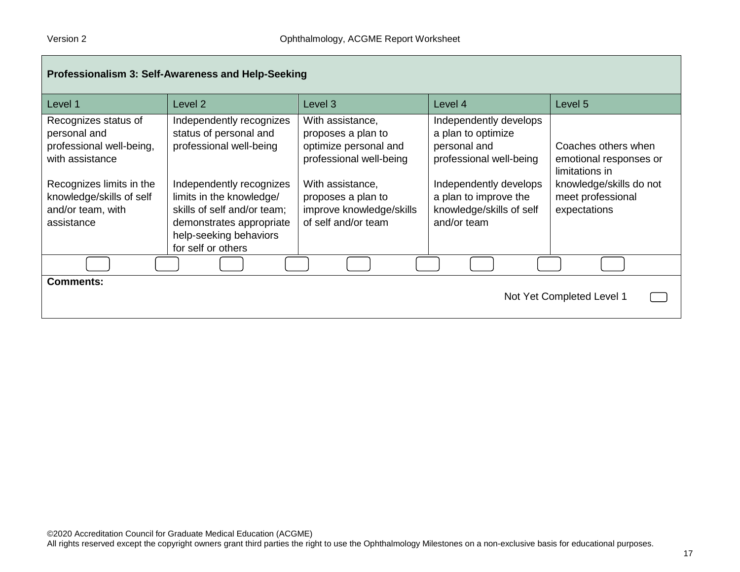| Professionalism 3: Self-Awareness and Help-Seeking | | | | |
|---|---|---|---|---|
| Level 1 | Level 2 | Level 3 | Level 4 | Level 5 |
| Recognizes status of personal and professional well-being, with assistance<br><br>Recognizes limits in the knowledge/skills of self and/or team, with assistance | Independently recognizes status of personal and professional well-being<br><br>Independently recognizes limits in the knowledge/ skills of self and/or team; demonstrates appropriate help-seeking behaviors for self or others | With assistance, proposes a plan to optimize personal and professional well-being<br><br>With assistance, proposes a plan to improve knowledge/skills of self and/or team | Independently develops a plan to optimize personal and professional well-being<br><br>Independently develops a plan to improve the knowledge/skills of self and/or team | Coaches others when emotional responses or limitations in knowledge/skills do not meet professional expectations |

**Comments:**

Not Yet Completed Level 1

©2020 Accreditation Council for Graduate Medical Education (ACGME)
All rights reserved except the copyright owners grant third parties the right to use the Ophthalmology Milestones on a non-exclusive basis for educational purposes.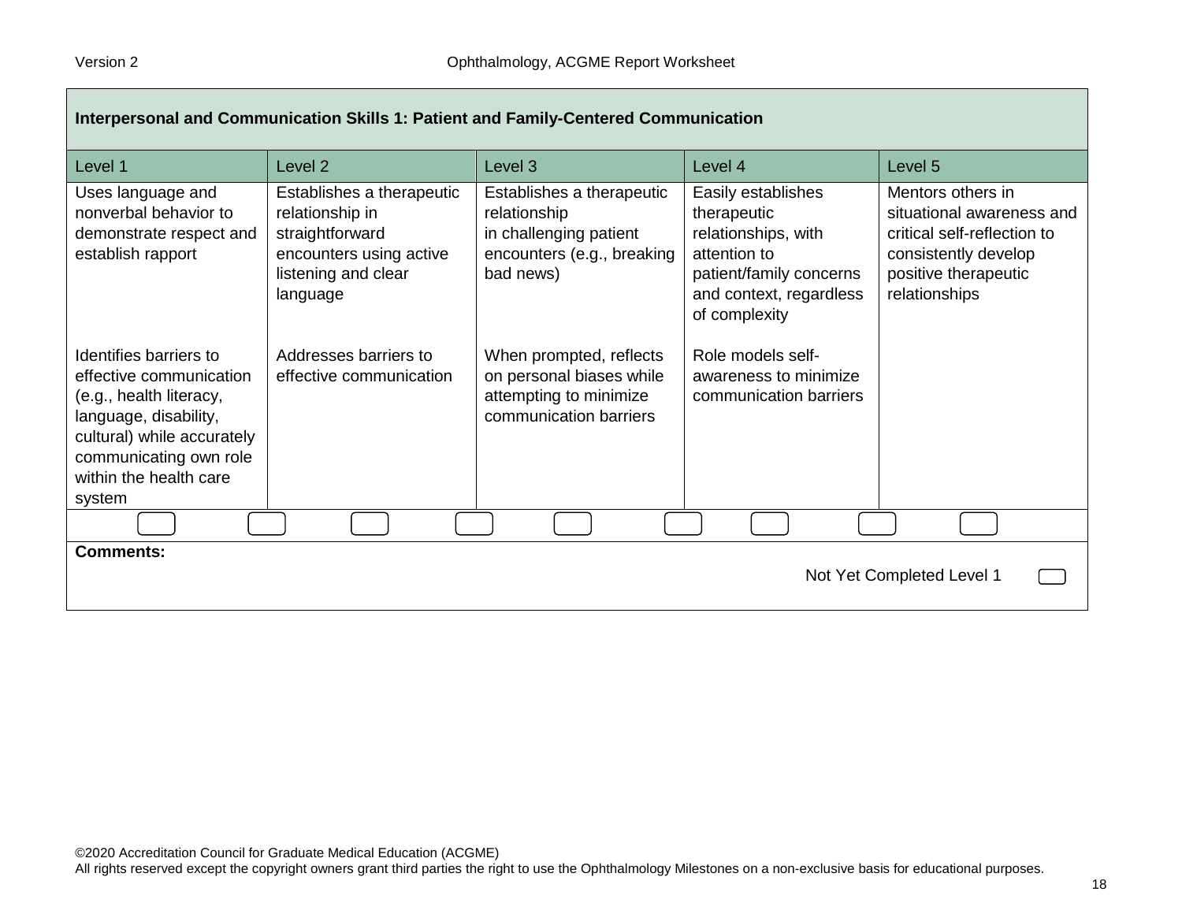## Interpersonal and Communication Skills 1: Patient and Family-Centered Communication

| Level 1 | Level 2 | Level 3 | Level 4 | Level 5 |
|---|---|---|---|---|
| Uses language and nonverbal behavior to demonstrate respect and establish rapport | Establishes a therapeutic relationship in straightforward encounters using active listening and clear language | Establishes a therapeutic relationship in challenging patient encounters (e.g., breaking bad news) | Easily establishes therapeutic relationships, with attention to patient/family concerns and context, regardless of complexity | Mentors others in situational awareness and critical self-reflection to consistently develop positive therapeutic relationships |
| Identifies barriers to effective communication (e.g., health literacy, language, disability, cultural) while accurately communicating own role within the health care system | Addresses barriers to effective communication | When prompted, reflects on personal biases while attempting to minimize communication barriers | Role models self-awareness to minimize communication barriers | |

**Comments:**

Not Yet Completed Level 1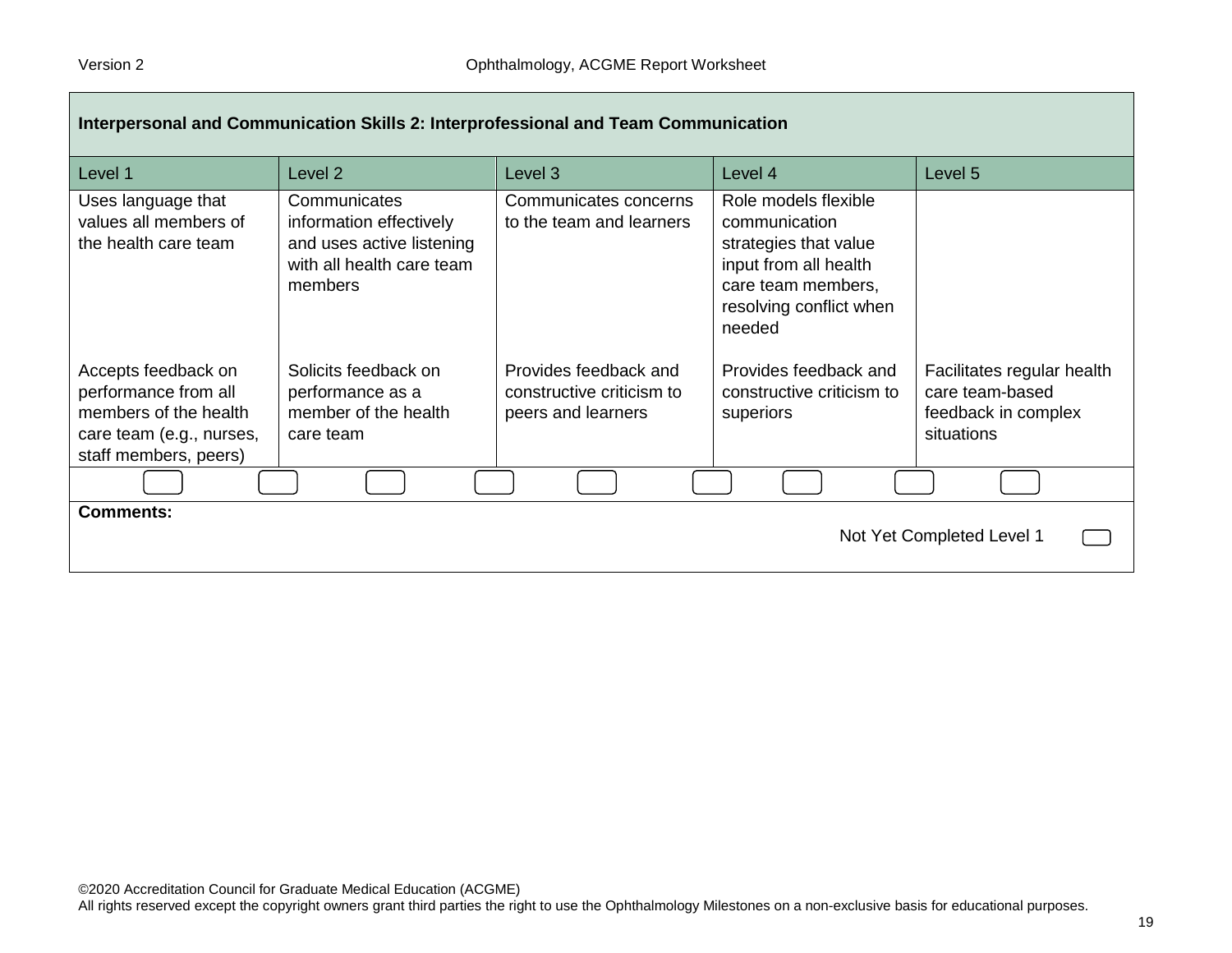| Interpersonal and Communication Skills 2: Interprofessional and Team Communication | | | | |
|---|---|---|---|---|
| **Level 1** | **Level 2** | **Level 3** | **Level 4** | **Level 5** |
| Uses language that values all members of the health care team | Communicates information effectively and uses active listening with all health care team members | Communicates concerns to the team and learners | Role models flexible communication strategies that value input from all health care team members, resolving conflict when needed | |
| Accepts feedback on performance from all members of the health care team (e.g., nurses, staff members, peers) | Solicits feedback on performance as a member of the health care team | Provides feedback and constructive criticism to peers and learners | Provides feedback and constructive criticism to superiors | Facilitates regular health care team-based feedback in complex situations |

**Comments:**

Not Yet Completed Level 1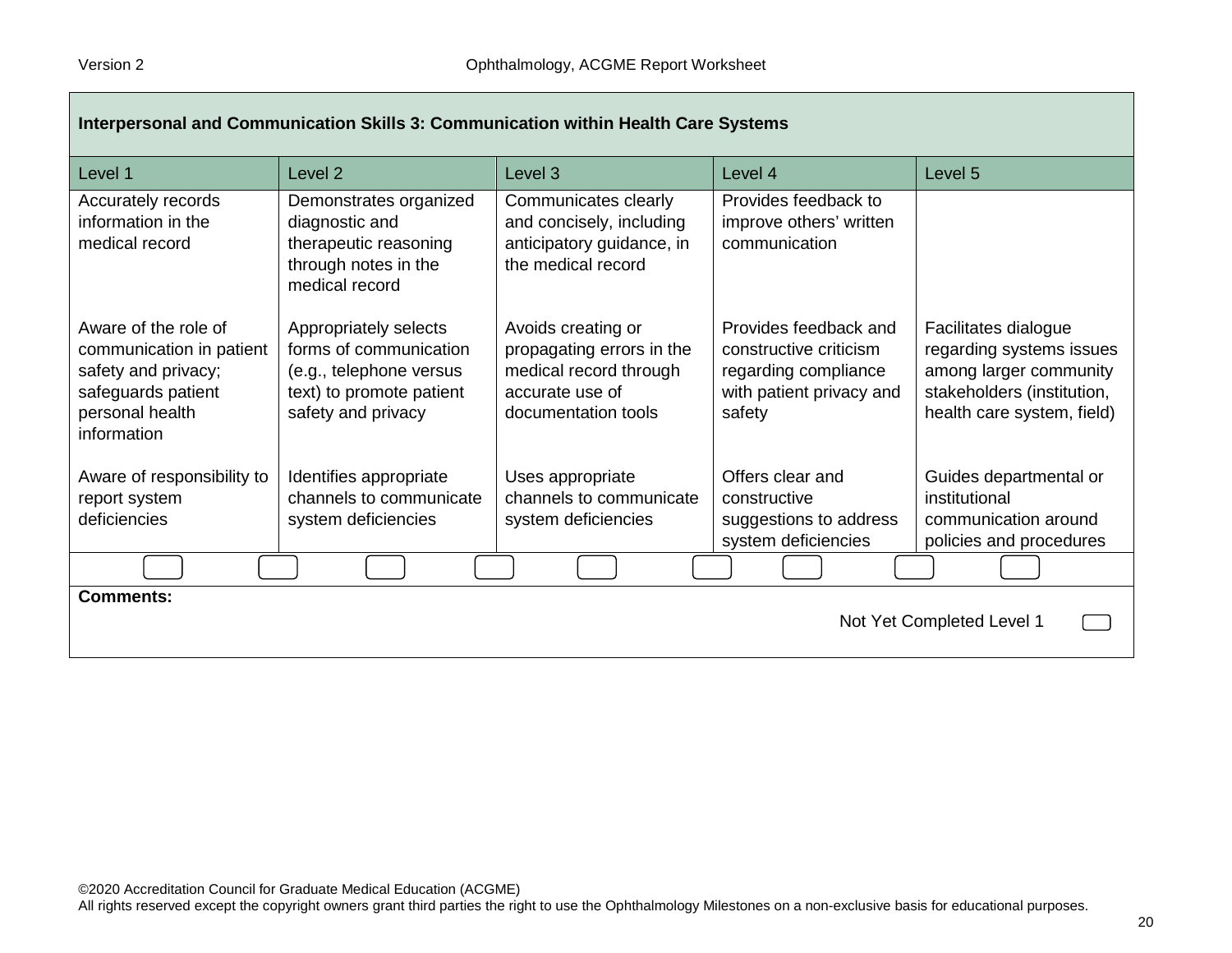## Interpersonal and Communication Skills 3: Communication within Health Care Systems

| Level 1 | Level 2 | Level 3 | Level 4 | Level 5 |
|---|---|---|---|---|
| Accurately records information in the medical record | Demonstrates organized diagnostic and therapeutic reasoning through notes in the medical record | Communicates clearly and concisely, including anticipatory guidance, in the medical record | Provides feedback to improve others' written communication | |
| Aware of the role of communication in patient safety and privacy; safeguards patient personal health information | Appropriately selects forms of communication (e.g., telephone versus text) to promote patient safety and privacy | Avoids creating or propagating errors in the medical record through accurate use of documentation tools | Provides feedback and constructive criticism regarding compliance with patient privacy and safety | Facilitates dialogue regarding systems issues among larger community stakeholders (institution, health care system, field) |
| Aware of responsibility to report system deficiencies | Identifies appropriate channels to communicate system deficiencies | Uses appropriate channels to communicate system deficiencies | Offers clear and constructive suggestions to address system deficiencies | Guides departmental or institutional communication around policies and procedures |

**Comments:**

Not Yet Completed Level 1

©2020 Accreditation Council for Graduate Medical Education (ACGME)
All rights reserved except the copyright owners grant third parties the right to use the Ophthalmology Milestones on a non-exclusive basis for educational purposes.